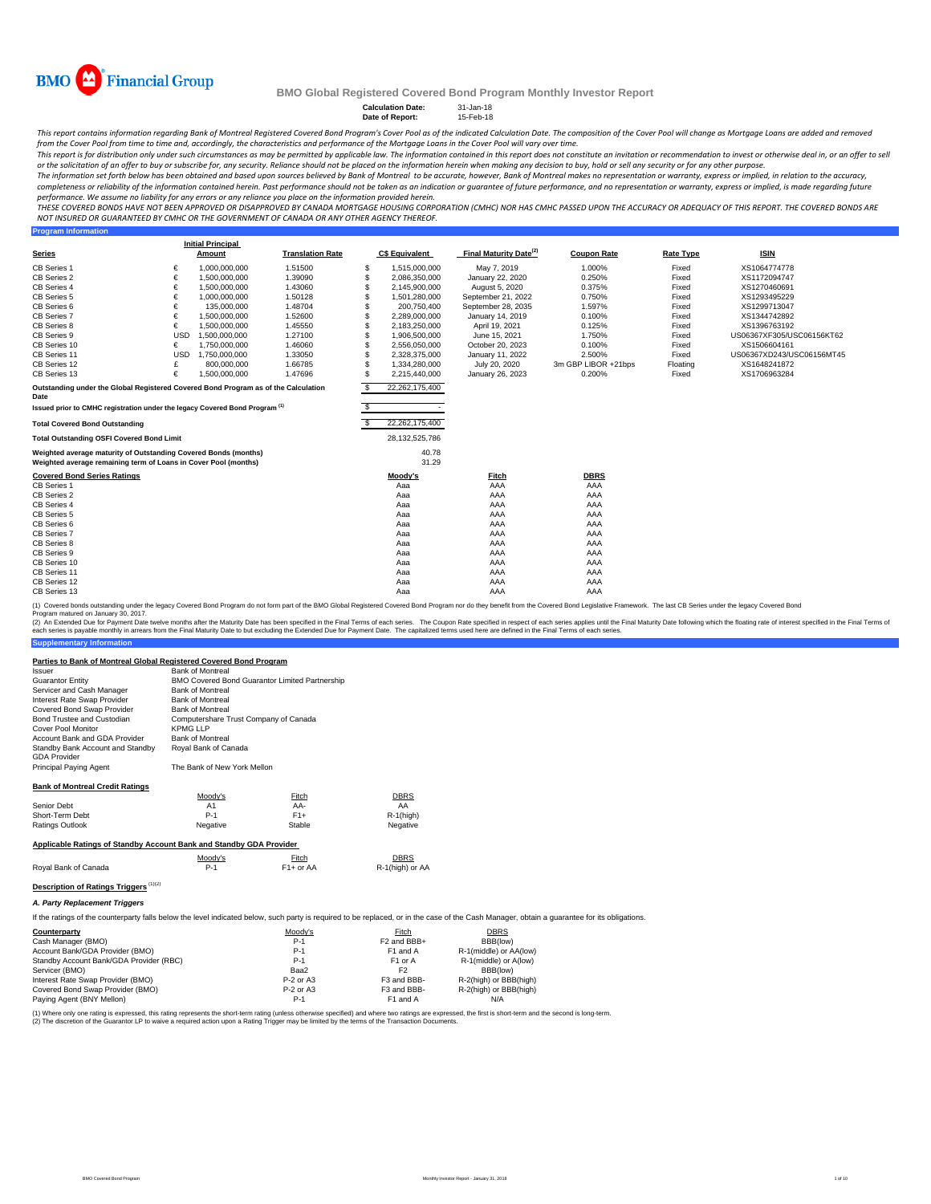BMO Financial Group

# BMO Global Registered Covered Bond Program Monthly Investor Report

**Calculation Date:** 31-Jan-18
**Date of Report:** 15-Feb-18

*This report contains information regarding Bank of Montreal Registered Covered Bond Program's Cover Pool as of the indicated Calculation Date. The composition of the Cover Pool will change as Mortgage Loans are added and removed from the Cover Pool from time to time and, accordingly, the characteristics and performance of the Mortgage Loans in the Cover Pool will vary over time.*

*This report is for distribution only under such circumstances as may be permitted by applicable law. The information contained in this report does not constitute an invitation or recommendation to invest or otherwise deal in, or an offer to sell or the solicitation of an offer to buy or subscribe for, any security. Reliance should not be placed on the information herein when making any decision to buy, hold or sell any security or for any other purpose.*

*The information set forth below has been obtained and based upon sources believed by Bank of Montreal to be accurate, however, Bank of Montreal makes no representation or warranty, express or implied, in relation to the accuracy, completeness or reliability of the information contained herein. Past performance should not be taken as an indication or guarantee of future performance, and no representation or warranty, express or implied, is made regarding future performance. We assume no liability for any errors or any reliance you place on the information provided herein.*

*THESE COVERED BONDS HAVE NOT BEEN APPROVED OR DISAPPROVED BY CANADA MORTGAGE HOUSING CORPORATION (CMHC) NOR HAS CMHC PASSED UPON THE ACCURACY OR ADEQUACY OF THIS REPORT. THE COVERED BONDS ARE NOT INSURED OR GUARANTEED BY CMHC OR THE GOVERNMENT OF CANADA OR ANY OTHER AGENCY THEREOF.*

## Program Information

| Series | | Initial Principal Amount | Translation Rate | C$ Equivalent | Final Maturity Date[2] | Coupon Rate | Rate Type | ISIN |
|---|---|---|---|---|---|---|---|---|
| CB Series 1 | € | 1,000,000,000 | 1.51500 | $ 1,515,000,000 | May 7, 2019 | 1.000% | Fixed | XS1064774778 |
| CB Series 2 | € | 1,500,000,000 | 1.39090 | $ 2,086,350,000 | January 22, 2020 | 0.250% | Fixed | XS1172094747 |
| CB Series 4 | € | 1,500,000,000 | 1.43060 | $ 2,145,900,000 | August 5, 2020 | 0.375% | Fixed | XS1270460691 |
| CB Series 5 | € | 1,000,000,000 | 1.50128 | $ 1,501,280,000 | September 21, 2022 | 0.750% | Fixed | XS1293495229 |
| CB Series 6 | € | 135,000,000 | 1.48704 | $ 200,750,400 | September 28, 2035 | 1.597% | Fixed | XS1299713047 |
| CB Series 7 | € | 1,500,000,000 | 1.52600 | $ 2,289,000,000 | January 14, 2019 | 0.100% | Fixed | XS1344742892 |
| CB Series 8 | € | 1,500,000,000 | 1.45550 | $ 2,183,250,000 | April 19, 2021 | 0.125% | Fixed | XS1396763192 |
| CB Series 9 | USD | 1,500,000,000 | 1.27100 | $ 1,906,500,000 | June 15, 2021 | 1.750% | Fixed | US06367XF305/USC06156KT62 |
| CB Series 10 | € | 1,750,000,000 | 1.46060 | $ 2,556,050,000 | October 20, 2023 | 0.100% | Fixed | XS1506604161 |
| CB Series 11 | USD | 1,750,000,000 | 1.33050 | $ 2,328,375,000 | January 11, 2022 | 2.500% | Fixed | US06367XD243/USC06156MT45 |
| CB Series 12 | £ | 800,000,000 | 1.66785 | $ 1,334,280,000 | July 20, 2020 | 3m GBP LIBOR +21bps | Floating | XS1648241872 |
| CB Series 13 | € | 1,500,000,000 | 1.47696 | $ 2,215,440,000 | January 26, 2023 | 0.200% | Fixed | XS1706963284 |

| | |
|---|---|
| Outstanding under the Global Registered Covered Bond Program as of the Calculation Date | $ 22,262,175,400 |
| Issued prior to CMHC registration under the legacy Covered Bond Program[1] | $ - |
| **Total Covered Bond Outstanding** | $ 22,262,175,400 |
| **Total Outstanding OSFI Covered Bond Limit** | 28,132,525,786 |
| **Weighted average maturity of Outstanding Covered Bonds (months)** | 40.78 |
| **Weighted average remaining term of Loans in Cover Pool (months)** | 31.29 |

| Covered Bond Series Ratings | Moody's | Fitch | DBRS |
|---|---|---|---|
| CB Series 1 | Aaa | AAA | AAA |
| CB Series 2 | Aaa | AAA | AAA |
| CB Series 4 | Aaa | AAA | AAA |
| CB Series 5 | Aaa | AAA | AAA |
| CB Series 6 | Aaa | AAA | AAA |
| CB Series 7 | Aaa | AAA | AAA |
| CB Series 8 | Aaa | AAA | AAA |
| CB Series 9 | Aaa | AAA | AAA |
| CB Series 10 | Aaa | AAA | AAA |
| CB Series 11 | Aaa | AAA | AAA |
| CB Series 12 | Aaa | AAA | AAA |
| CB Series 13 | Aaa | AAA | AAA |

(1) Covered bonds outstanding under the legacy Covered Bond Program do not form part of the BMO Global Registered Covered Bond Program nor do they benefit from the Covered Bond Legislative Framework. The last CB Series under the legacy Covered Bond Program matured on January 30, 2017.

(2) An Extended Due for Payment Date twelve months after the Maturity Date has been specified in the Final Terms of each series. The Coupon Rate specified in respect of each series applies until the Final Maturity Date following which the floating rate of interest specified in the Final Terms of each series is payable monthly in arrears from the Final Maturity Date to but excluding the Extended Due for Payment Date. The capitalized terms used here are defined in the Final Terms of each series.

## Supplementary Information

### Parties to Bank of Montreal Global Registered Covered Bond Program

| | |
|---|---|
| Issuer | Bank of Montreal |
| Guarantor Entity | BMO Covered Bond Guarantor Limited Partnership |
| Servicer and Cash Manager | Bank of Montreal |
| Interest Rate Swap Provider | Bank of Montreal |
| Covered Bond Swap Provider | Bank of Montreal |
| Bond Trustee and Custodian | Computershare Trust Company of Canada |
| Cover Pool Monitor | KPMG LLP |
| Account Bank and GDA Provider | Bank of Montreal |
| Standby Bank Account and Standby GDA Provider | Royal Bank of Canada |
| Principal Paying Agent | The Bank of New York Mellon |

### Bank of Montreal Credit Ratings

| | Moody's | Fitch | DBRS |
|---|---|---|---|
| Senior Debt | A1 | AA- | AA |
| Short-Term Debt | P-1 | F1+ | R-1(high) |
| Ratings Outlook | Negative | Stable | Negative |

### Applicable Ratings of Standby Account Bank and Standby GDA Provider

| | Moody's | Fitch | DBRS |
|---|---|---|---|
| Royal Bank of Canada | P-1 | F1+ or AA | R-1(high) or AA |

### Description of Ratings Triggers [1][2]

#### *A. Party Replacement Triggers*

If the ratings of the counterparty falls below the level indicated below, such party is required to be replaced, or in the case of the Cash Manager, obtain a guarantee for its obligations.

| Counterparty | Moody's | Fitch | DBRS |
|---|---|---|---|
| Cash Manager (BMO) | P-1 | F2 and BBB+ | BBB(low) |
| Account Bank/GDA Provider (BMO) | P-1 | F1 and A | R-1(middle) or AA(low) |
| Standby Account Bank/GDA Provider (RBC) | P-1 | F1 or A | R-1(middle) or A(low) |
| Servicer (BMO) | Baa2 | F2 | BBB(low) |
| Interest Rate Swap Provider (BMO) | P-2 or A3 | F3 and BBB- | R-2(high) or BBB(high) |
| Covered Bond Swap Provider (BMO) | P-2 or A3 | F3 and BBB- | R-2(high) or BBB(high) |
| Paying Agent (BNY Mellon) | P-1 | F1 and A | N/A |

(1) Where only one rating is expressed, this rating represents the short-term rating (unless otherwise specified) and where two ratings are expressed, the first is short-term and the second is long-term.

(2) The discretion of the Guarantor LP to waive a required action upon a Rating Trigger may be limited by the terms of the Transaction Documents.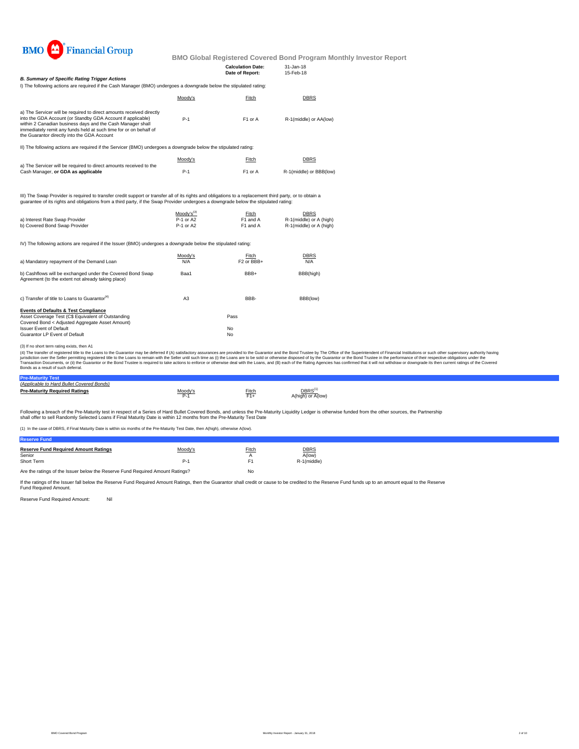BMO Financial Group

**BMO Global Registered Covered Bond Program Monthly Investor Report**

**Calculation Date:** 31-Jan-18
**Date of Report:** 15-Feb-18

***B. Summary of Specific Rating Trigger Actions***

I) The following actions are required if the Cash Manager (BMO) undergoes a downgrade below the stipulated rating:

| | Moody's | Fitch | DBRS |
|---|---|---|---|
| a) The Servicer will be required to direct amounts received directly into the GDA Account (or Standby GDA Account if applicable) within 2 Canadian business days and the Cash Manager shall immediately remit any funds held at such time for or on behalf of the Guarantor directly into the GDA Account | P-1 | F1 or A | R-1(middle) or AA(low) |

II) The following actions are required if the Servicer (BMO) undergoes a downgrade below the stipulated rating:

| | Moody's | Fitch | DBRS |
|---|---|---|---|
| a) The Servicer will be required to direct amounts received to the Cash Manager, **or GDA as applicable** | P-1 | F1 or A | R-1(middle) or BBB(low) |

III) The Swap Provider is required to transfer credit support or transfer all of its rights and obligations to a replacement third party, or to obtain a guarantee of its rights and obligations from a third party, if the Swap Provider undergoes a downgrade below the stipulated rating:

| | Moody's[3] | Fitch | DBRS |
|---|---|---|---|
| a) Interest Rate Swap Provider | P-1 or A2 | F1 and A | R-1(middle) or A (high) |
| b) Covered Bond Swap Provider | P-1 or A2 | F1 and A | R-1(middle) or A (high) |

IV) The following actions are required if the Issuer (BMO) undergoes a downgrade below the stipulated rating:

| | Moody's | Fitch | DBRS |
|---|---|---|---|
| a) Mandatory repayment of the Demand Loan | N/A | F2 or BBB+ | N/A |
| b) Cashflows will be exchanged under the Covered Bond Swap Agreement (to the extent not already taking place) | Baa1 | BBB+ | BBB(high) |
| c) Transfer of title to Loans to Guarantor[4] | A3 | BBB- | BBB(low) |

**Events of Defaults & Test Compliance**

| | |
|---|---|
| Asset Coverage Test (C$ Equivalent of Outstanding Covered Bond < Adjusted Aggregate Asset Amount) | Pass |
| Issuer Event of Default | No |
| Guarantor LP Event of Default | No |

(3) If no short term rating exists, then A1

(4) The transfer of registered title to the Loans to the Guarantor may be deferred if (A) satisfactory assurances are provided to the Guarantor and the Bond Trustee by The Office of the Superintendent of Financial Institutions or such other supervisory authority having jurisdiction over the Seller permitting registered title to the Loans to remain with the Seller until such time as (i) the Loans are to be sold or otherwise disposed of by the Guarantor or the Bond Trustee in the performance of their respective obligations under the Transaction Documents, or (ii) the Guarantor or the Bond Trustee is required to take actions to enforce or otherwise deal with the Loans, and (B) each of the Rating Agencies has confirmed that it will not withdraw or downgrade its then current ratings of the Covered Bonds as a result of such deferral.

**Pre-Maturity Test**

*(Applicable to Hard Bullet Covered Bonds)*

| | Moody's | Fitch | DBRS[1] |
|---|---|---|---|
| **Pre-Maturity Required Ratings** | P-1 | F1+ | A(high) or A(low) |

Following a breach of the Pre-Maturity test in respect of a Series of Hard Bullet Covered Bonds, and unless the Pre-Maturity Liquidity Ledger is otherwise funded from the other sources, the Partnership shall offer to sell Randomly Selected Loans if Final Maturity Date is within 12 months from the Pre-Maturity Test Date

(1) In the case of DBRS, if Final Maturity Date is within six months of the Pre-Maturity Test Date, then A(high), otherwise A(low).

**Reserve Fund**

| **Reserve Fund Required Amount Ratings** | Moody's | Fitch | DBRS |
|---|---|---|---|
| Senior | | A | A(low) |
| Short Term | P-1 | F1 | R-1(middle) |

Are the ratings of the Issuer below the Reserve Fund Required Amount Ratings? No

If the ratings of the Issuer fall below the Reserve Fund Required Amount Ratings, then the Guarantor shall credit or cause to be credited to the Reserve Fund funds up to an amount equal to the Reserve Fund Required Amount.

Reserve Fund Required Amount: Nil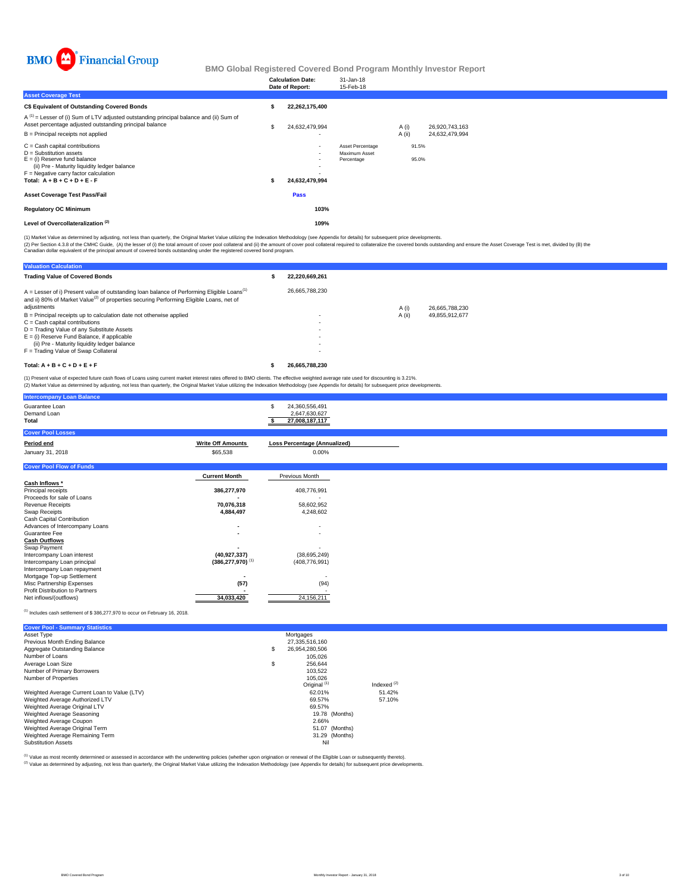BMO Financial Group

## BMO Global Registered Covered Bond Program Monthly Investor Report

| | |
|---|---|
| Calculation Date: | 31-Jan-18 |
| Date of Report: | 15-Feb-18 |

### Asset Coverage Test

| | | | | |
|---|---|---|---|---|
| **C$ Equivalent of Outstanding Covered Bonds** | **$ 22,262,175,400** | | | |
| A [1] = Lesser of (i) Sum of LTV adjusted outstanding principal balance and (ii) Sum of Asset percentage adjusted outstanding principal balance | $ 24,632,479,994 | | A (i) | 26,920,743,163 |
| B = Principal receipts not applied | - | | A (ii) | 24,632,479,994 |
| C = Cash capital contributions | - | Asset Percentage | 91.5% | |
| D = Substitution assets | - | Maximum Asset Percentage | 95.0% | |
| E = (i) Reserve fund balance | - | | | |
| (ii) Pre - Maturity liquidity ledger balance | - | | | |
| F = Negative carry factor calculation | - | | | |
| **Total: A + B + C + D + E - F** | **$ 24,632,479,994** | | | |
| **Asset Coverage Test Pass/Fail** | **Pass** | | | |
| **Regulatory OC Minimum** | **103%** | | | |
| **Level of Overcollateralization [2]** | **109%** | | | |

(1) Market Value as determined by adjusting, not less than quarterly, the Original Market Value utilizing the Indexation Methodology (see Appendix for details) for subsequent price developments.
(2) Per Section 4.3.8 of the CMHC Guide, (A) the lesser of (i) the total amount of cover pool collateral and (ii) the amount of cover pool collateral required to collateralize the covered bonds outstanding and ensure the Asset Coverage Test is met, divided by (B) the Canadian dollar equivalent of the principal amount of covered bonds outstanding under the registered covered bond program.

### Valuation Calculation

| | | | |
|---|---|---|---|
| **Trading Value of Covered Bonds** | **$ 22,220,669,261** | | |
| A = Lesser of i) Present value of outstanding loan balance of Performing Eligible Loans[1] and ii) 80% of Market Value[2] of properties securing Performing Eligible Loans, net of adjustments | 26,665,788,230 | A (i) | 26,665,788,230 |
| B = Principal receipts up to calculation date not otherwise applied | - | A (ii) | 49,855,912,677 |
| C = Cash capital contributions | - | | |
| D = Trading Value of any Substitute Assets | - | | |
| E = (i) Reserve Fund Balance, if applicable | - | | |
| (ii) Pre - Maturity liquidity ledger balance | - | | |
| F = Trading Value of Swap Collateral | - | | |
| **Total: A + B + C + D + E + F** | **$ 26,665,788,230** | | |

(1) Present value of expected future cash flows of Loans using current market interest rates offered to BMO clients. The effective weighted average rate used for discounting is 3.21%.
(2) Market Value as determined by adjusting, not less than quarterly, the Original Market Value utilizing the Indexation Methodology (see Appendix for details) for subsequent price developments.

### Intercompany Loan Balance

| | |
|---|---|
| Guarantee Loan | $ 24,360,556,491 |
| Demand Loan | 2,647,630,627 |
| **Total** | **$ 27,008,187,117** |

### Cover Pool Losses

| Period end | Write Off Amounts | Loss Percentage (Annualized) |
|---|---|---|
| January 31, 2018 | $65,538 | 0.00% |

### Cover Pool Flow of Funds

| | Current Month | Previous Month |
|---|---|---|
| **Cash Inflows \*** | | |
| Principal receipts | 386,277,970 | 408,776,991 |
| Proceeds for sale of Loans | - | - |
| Revenue Receipts | 70,076,318 | 58,602,952 |
| Swap Receipts | 4,884,497 | 4,248,602 |
| Cash Capital Contribution | | |
| Advances of Intercompany Loans | - | - |
| Guarantee Fee | - | - |
| **Cash Outflows** | | |
| Swap Payment | - | - |
| Intercompany Loan interest | (40,927,337) | (38,695,249) |
| Intercompany Loan principal | (386,277,970) [1] | (408,776,991) |
| Intercompany Loan repayment | | |
| Mortgage Top-up Settlement | - | - |
| Misc Partnership Expenses | (57) | (94) |
| Profit Distribution to Partners | - | - |
| Net inflows/(outflows) | 34,033,420 | 24,156,211 |

(1) Includes cash settlement of $ 386,277,970 to occur on February 16, 2018.

### Cover Pool - Summary Statistics

| | | |
|---|---|---|
| Asset Type | Mortgages | |
| Previous Month Ending Balance | 27,335,516,160 | |
| Aggregate Outstanding Balance | $ 26,954,280,506 | |
| Number of Loans | 105,026 | |
| Average Loan Size | $ 256,644 | |
| Number of Primary Borrowers | 103,522 | |
| Number of Properties | 105,026 | |
| | Original [1] | Indexed [2] |
| Weighted Average Current Loan to Value (LTV) | 62.01% | 51.42% |
| Weighted Average Authorized LTV | 69.57% | 57.10% |
| Weighted Average Original LTV | 69.57% | |
| Weighted Average Seasoning | 19.78 (Months) | |
| Weighted Average Coupon | 2.66% | |
| Weighted Average Original Term | 51.07 (Months) | |
| Weighted Average Remaining Term | 31.29 (Months) | |
| Substitution Assets | Nil | |

(1) Value as most recently determined or assessed in accordance with the underwriting policies (whether upon origination or renewal of the Eligible Loan or subsequently thereto).
(2) Value as determined by adjusting, not less than quarterly, the Original Market Value utilizing the Indexation Methodology (see Appendix for details) for subsequent price developments.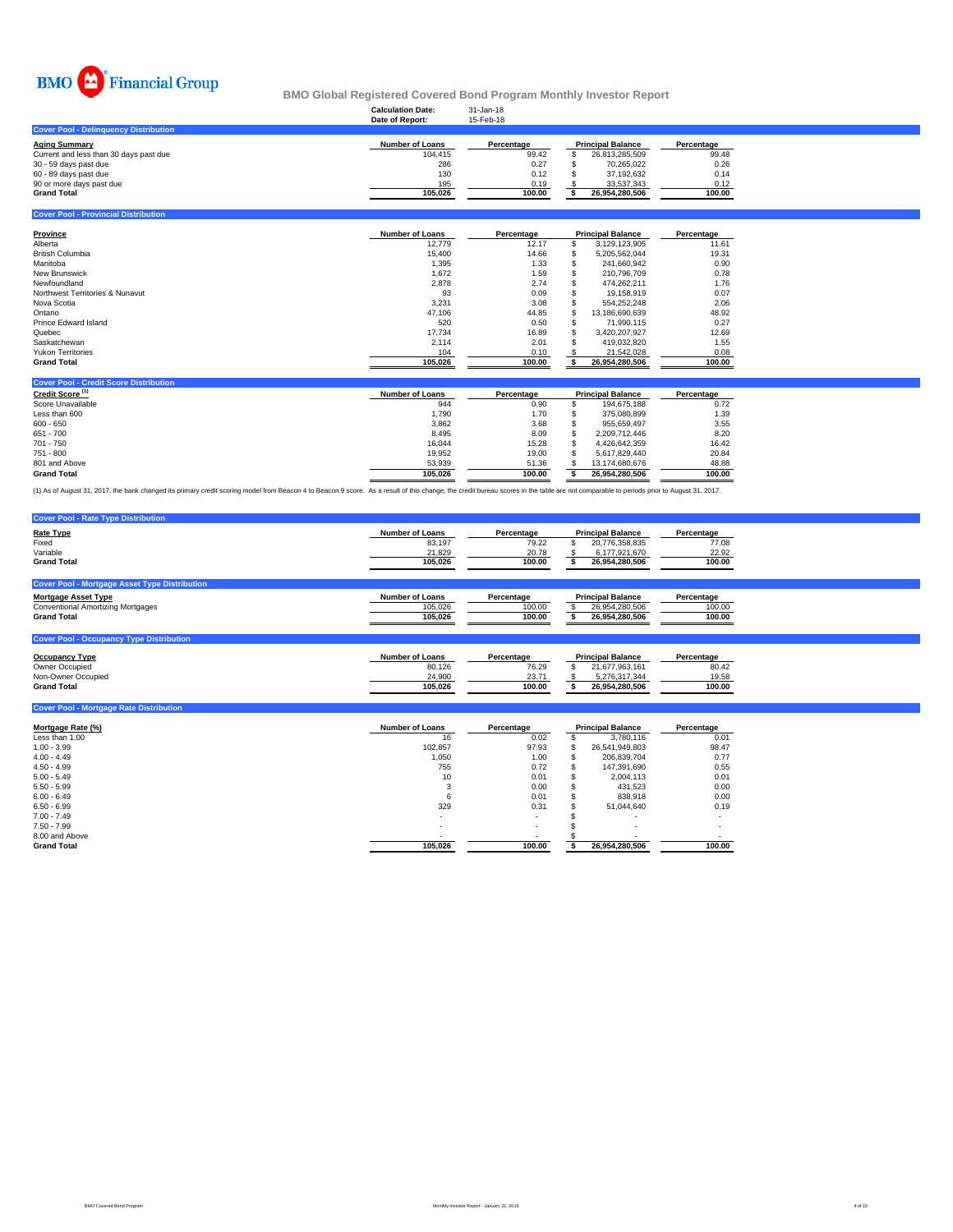BMO Financial Group

# BMO Global Registered Covered Bond Program Monthly Investor Report

**Calculation Date:** 31-Jan-18
**Date of Report:** 15-Feb-18

## Cover Pool - Delinquency Distribution

| Aging Summary | Number of Loans | Percentage | Principal Balance | Percentage |
|---|---|---|---|---|
| Current and less than 30 days past due | 104,415 | 99.42 | $ 26,813,285,509 | 99.48 |
| 30 - 59 days past due | 286 | 0.27 | $ 70,265,022 | 0.26 |
| 60 - 89 days past due | 130 | 0.12 | $ 37,192,632 | 0.14 |
| 90 or more days past due | 195 | 0.19 | $ 33,537,343 | 0.12 |
| **Grand Total** | **105,026** | **100.00** | **$ 26,954,280,506** | **100.00** |

## Cover Pool - Provincial Distribution

| Province | Number of Loans | Percentage | Principal Balance | Percentage |
|---|---|---|---|---|
| Alberta | 12,779 | 12.17 | $ 3,129,123,905 | 11.61 |
| British Columbia | 15,400 | 14.66 | $ 5,205,562,044 | 19.31 |
| Manitoba | 1,395 | 1.33 | $ 241,660,942 | 0.90 |
| New Brunswick | 1,672 | 1.59 | $ 210,796,709 | 0.78 |
| Newfoundland | 2,878 | 2.74 | $ 474,262,211 | 1.76 |
| Northwest Territories & Nunavut | 93 | 0.09 | $ 19,158,919 | 0.07 |
| Nova Scotia | 3,231 | 3.08 | $ 554,252,248 | 2.06 |
| Ontario | 47,106 | 44.85 | $ 13,186,690,639 | 48.92 |
| Prince Edward Island | 520 | 0.50 | $ 71,990,115 | 0.27 |
| Quebec | 17,734 | 16.89 | $ 3,420,207,927 | 12.69 |
| Saskatchewan | 2,114 | 2.01 | $ 419,032,820 | 1.55 |
| Yukon Territories | 104 | 0.10 | $ 21,542,028 | 0.08 |
| **Grand Total** | **105,026** | **100.00** | **$ 26,954,280,506** | **100.00** |

## Cover Pool - Credit Score Distribution

| Credit Score [1] | Number of Loans | Percentage | Principal Balance | Percentage |
|---|---|---|---|---|
| Score Unavailable | 944 | 0.90 | $ 194,675,188 | 0.72 |
| Less than 600 | 1,790 | 1.70 | $ 375,080,899 | 1.39 |
| 600 - 650 | 3,862 | 3.68 | $ 955,659,497 | 3.55 |
| 651 - 700 | 8,495 | 8.09 | $ 2,209,712,446 | 8.20 |
| 701 - 750 | 16,044 | 15.28 | $ 4,426,642,359 | 16.42 |
| 751 - 800 | 19,952 | 19.00 | $ 5,617,829,440 | 20.84 |
| 801 and Above | 53,939 | 51.36 | $ 13,174,680,676 | 48.88 |
| **Grand Total** | **105,026** | **100.00** | **$ 26,954,280,506** | **100.00** |

(1) As of August 31, 2017, the bank changed its primary credit scoring model from Beacon 4 to Beacon 9 score. As a result of this change, the credit bureau scores in the table are not comparable to periods prior to August 31, 2017.

## Cover Pool - Rate Type Distribution

| Rate Type | Number of Loans | Percentage | Principal Balance | Percentage |
|---|---|---|---|---|
| Fixed | 83,197 | 79.22 | $ 20,776,358,835 | 77.08 |
| Variable | 21,829 | 20.78 | $ 6,177,921,670 | 22.92 |
| **Grand Total** | **105,026** | **100.00** | **$ 26,954,280,506** | **100.00** |

## Cover Pool - Mortgage Asset Type Distribution

| Mortgage Asset Type | Number of Loans | Percentage | Principal Balance | Percentage |
|---|---|---|---|---|
| Conventional Amortizing Mortgages | 105,026 | 100.00 | $ 26,954,280,506 | 100.00 |
| **Grand Total** | **105,026** | **100.00** | **$ 26,954,280,506** | **100.00** |

## Cover Pool - Occupancy Type Distribution

| Occupancy Type | Number of Loans | Percentage | Principal Balance | Percentage |
|---|---|---|---|---|
| Owner Occupied | 80,126 | 76.29 | $ 21,677,963,161 | 80.42 |
| Non-Owner Occupied | 24,900 | 23.71 | $ 5,276,317,344 | 19.58 |
| **Grand Total** | **105,026** | **100.00** | **$ 26,954,280,506** | **100.00** |

## Cover Pool - Mortgage Rate Distribution

| Mortgage Rate (%) | Number of Loans | Percentage | Principal Balance | Percentage |
|---|---|---|---|---|
| Less than 1.00 | 16 | 0.02 | $ 3,780,116 | 0.01 |
| 1.00 - 3.99 | 102,857 | 97.93 | $ 26,541,949,803 | 98.47 |
| 4.00 - 4.49 | 1,050 | 1.00 | $ 206,839,704 | 0.77 |
| 4.50 - 4.99 | 755 | 0.72 | $ 147,391,690 | 0.55 |
| 5.00 - 5.49 | 10 | 0.01 | $ 2,004,113 | 0.01 |
| 5.50 - 5.99 | 3 | 0.00 | $ 431,523 | 0.00 |
| 6.00 - 6.49 | 6 | 0.01 | $ 838,918 | 0.00 |
| 6.50 - 6.99 | 329 | 0.31 | $ 51,044,640 | 0.19 |
| 7.00 - 7.49 | - | - | $ - | - |
| 7.50 - 7.99 | - | - | $ - | - |
| 8.00 and Above | - | - | $ - | - |
| **Grand Total** | **105,026** | **100.00** | **$ 26,954,280,506** | **100.00** |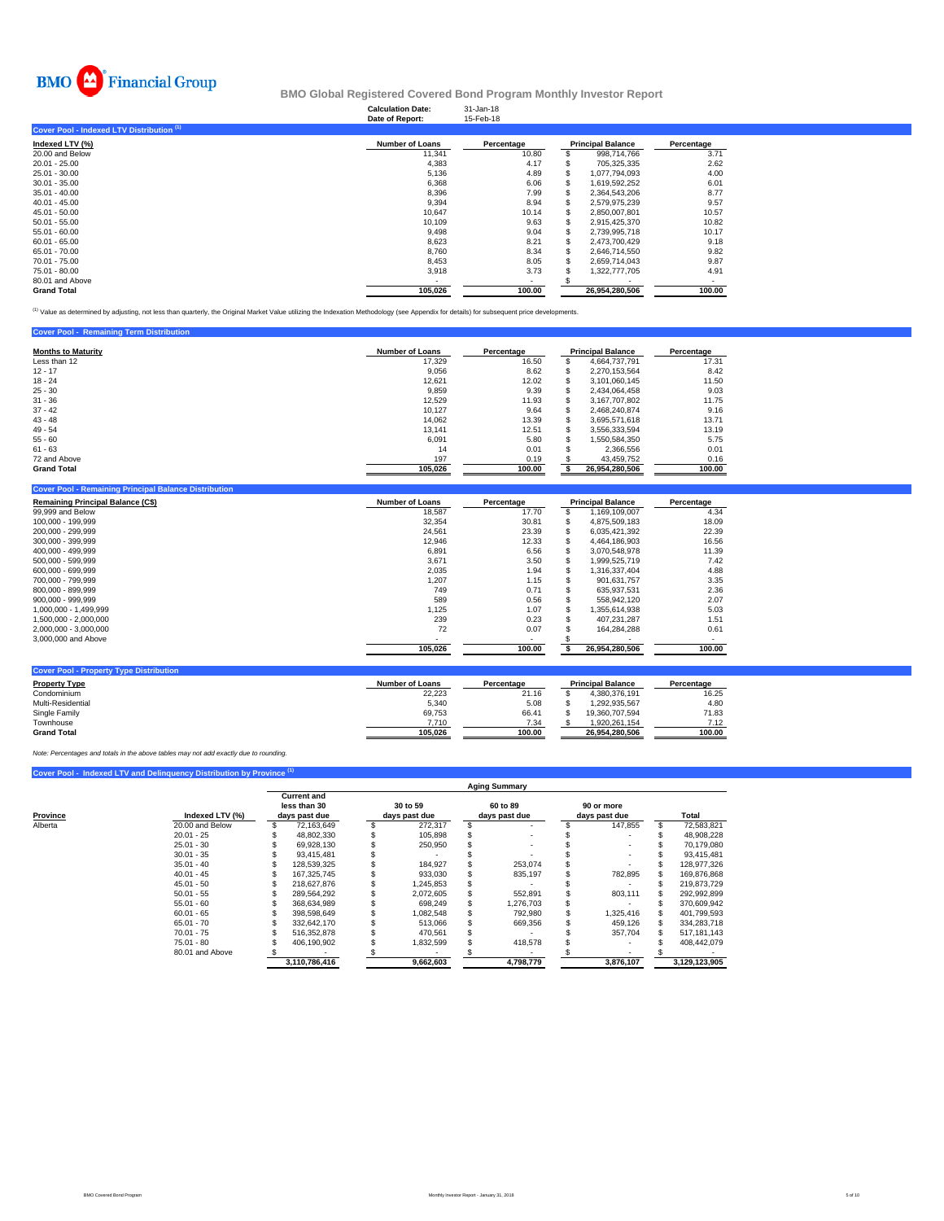BMO Financial Group

## BMO Global Registered Covered Bond Program Monthly Investor Report

**Calculation Date:** 31-Jan-18
**Date of Report:** 15-Feb-18

### Cover Pool - Indexed LTV Distribution [1]

| Indexed LTV (%) | Number of Loans | Percentage | Principal Balance | Percentage |
|---|---|---|---|---|
| 20.00 and Below | 11,341 | 10.80 | $ 998,714,766 | 3.71 |
| 20.01 - 25.00 | 4,383 | 4.17 | $ 705,325,335 | 2.62 |
| 25.01 - 30.00 | 5,136 | 4.89 | $ 1,077,794,093 | 4.00 |
| 30.01 - 35.00 | 6,368 | 6.06 | $ 1,619,592,252 | 6.01 |
| 35.01 - 40.00 | 8,396 | 7.99 | $ 2,364,543,206 | 8.77 |
| 40.01 - 45.00 | 9,394 | 8.94 | $ 2,579,975,239 | 9.57 |
| 45.01 - 50.00 | 10,647 | 10.14 | $ 2,850,007,801 | 10.57 |
| 50.01 - 55.00 | 10,109 | 9.63 | $ 2,915,425,370 | 10.82 |
| 55.01 - 60.00 | 9,498 | 9.04 | $ 2,739,995,718 | 10.17 |
| 60.01 - 65.00 | 8,623 | 8.21 | $ 2,473,700,429 | 9.18 |
| 65.01 - 70.00 | 8,760 | 8.34 | $ 2,646,714,550 | 9.82 |
| 70.01 - 75.00 | 8,453 | 8.05 | $ 2,659,714,043 | 9.87 |
| 75.01 - 80.00 | 3,918 | 3.73 | $ 1,322,777,705 | 4.91 |
| 80.01 and Above | - | - | $ - | - |
| **Grand Total** | **105,026** | **100.00** | **26,954,280,506** | **100.00** |

[1] Value as determined by adjusting, not less than quarterly, the Original Market Value utilizing the Indexation Methodology (see Appendix for details) for subsequent price developments.

### Cover Pool - Remaining Term Distribution

| Months to Maturity | Number of Loans | Percentage | Principal Balance | Percentage |
|---|---|---|---|---|
| Less than 12 | 17,329 | 16.50 | $ 4,664,737,791 | 17.31 |
| 12 - 17 | 9,056 | 8.62 | $ 2,270,153,564 | 8.42 |
| 18 - 24 | 12,621 | 12.02 | $ 3,101,060,145 | 11.50 |
| 25 - 30 | 9,859 | 9.39 | $ 2,434,064,458 | 9.03 |
| 31 - 36 | 12,529 | 11.93 | $ 3,167,707,802 | 11.75 |
| 37 - 42 | 10,127 | 9.64 | $ 2,468,240,874 | 9.16 |
| 43 - 48 | 14,062 | 13.39 | $ 3,695,571,618 | 13.71 |
| 49 - 54 | 13,141 | 12.51 | $ 3,556,333,594 | 13.19 |
| 55 - 60 | 6,091 | 5.80 | $ 1,550,584,350 | 5.75 |
| 61 - 63 | 14 | 0.01 | $ 2,366,556 | 0.01 |
| 72 and Above | 197 | 0.19 | $ 43,459,752 | 0.16 |
| **Grand Total** | **105,026** | **100.00** | **$ 26,954,280,506** | **100.00** |

### Cover Pool - Remaining Principal Balance Distribution

| Remaining Principal Balance (C$) | Number of Loans | Percentage | Principal Balance | Percentage |
|---|---|---|---|---|
| 99,999 and Below | 18,587 | 17.70 | $ 1,169,109,007 | 4.34 |
| 100,000 - 199,999 | 32,354 | 30.81 | $ 4,875,509,183 | 18.09 |
| 200,000 - 299,999 | 24,561 | 23.39 | $ 6,035,421,392 | 22.39 |
| 300,000 - 399,999 | 12,946 | 12.33 | $ 4,464,186,903 | 16.56 |
| 400,000 - 499,999 | 6,891 | 6.56 | $ 3,070,548,978 | 11.39 |
| 500,000 - 599,999 | 3,671 | 3.50 | $ 1,999,525,719 | 7.42 |
| 600,000 - 699,999 | 2,035 | 1.94 | $ 1,316,337,404 | 4.88 |
| 700,000 - 799,999 | 1,207 | 1.15 | $ 901,631,757 | 3.35 |
| 800,000 - 899,999 | 749 | 0.71 | $ 635,937,531 | 2.36 |
| 900,000 - 999,999 | 589 | 0.56 | $ 558,942,120 | 2.07 |
| 1,000,000 - 1,499,999 | 1,125 | 1.07 | $ 1,355,614,938 | 5.03 |
| 1,500,000 - 2,000,000 | 239 | 0.23 | $ 407,231,287 | 1.51 |
| 2,000,000 - 3,000,000 | 72 | 0.07 | $ 164,284,288 | 0.61 |
| 3,000,000 and Above | - | - | $ - | - |
| | **105,026** | **100.00** | **$ 26,954,280,506** | **100.00** |

### Cover Pool - Property Type Distribution

| Property Type | Number of Loans | Percentage | Principal Balance | Percentage |
|---|---|---|---|---|
| Condominium | 22,223 | 21.16 | $ 4,380,376,191 | 16.25 |
| Multi-Residential | 5,340 | 5.08 | $ 1,292,935,567 | 4.80 |
| Single Family | 69,753 | 66.41 | $ 19,360,707,594 | 71.83 |
| Townhouse | 7,710 | 7.34 | $ 1,920,261,154 | 7.12 |
| **Grand Total** | **105,026** | **100.00** | **26,954,280,506** | **100.00** |

*Note: Percentages and totals in the above tables may not add exactly due to rounding.*

### Cover Pool - Indexed LTV and Delinquency Distribution by Province [1]

| | | Aging Summary | | | | |
|---|---|---|---|---|---|---|
| Province | Indexed LTV (%) | Current and less than 30 days past due | 30 to 59 days past due | 60 to 89 days past due | 90 or more days past due | Total |
| Alberta | 20.00 and Below | $ 72,163,649 | $ 272,317 | $ - | $ 147,855 | $ 72,583,821 |
| | 20.01 - 25 | $ 48,802,330 | $ 105,898 | $ - | $ - | $ 48,908,228 |
| | 25.01 - 30 | $ 69,928,130 | $ 250,950 | $ - | $ - | $ 70,179,080 |
| | 30.01 - 35 | $ 93,415,481 | $ - | $ - | $ - | $ 93,415,481 |
| | 35.01 - 40 | $ 128,539,325 | $ 184,927 | $ 253,074 | $ - | $ 128,977,326 |
| | 40.01 - 45 | $ 167,325,745 | $ 933,030 | $ 835,197 | $ 782,895 | $ 169,876,868 |
| | 45.01 - 50 | $ 218,627,876 | $ 1,245,853 | $ - | $ - | $ 219,873,729 |
| | 50.01 - 55 | $ 289,564,292 | $ 2,072,605 | $ 552,891 | $ 803,111 | $ 292,992,899 |
| | 55.01 - 60 | $ 368,634,989 | $ 698,249 | $ 1,276,703 | $ - | $ 370,609,942 |
| | 60.01 - 65 | $ 398,598,649 | $ 1,082,548 | $ 792,980 | $ 1,325,416 | $ 401,799,593 |
| | 65.01 - 70 | $ 332,642,170 | $ 513,066 | $ 669,356 | $ 459,126 | $ 334,283,718 |
| | 70.01 - 75 | $ 516,352,878 | $ 470,561 | $ - | $ 357,704 | $ 517,181,143 |
| | 75.01 - 80 | $ 406,190,902 | $ 1,832,599 | $ 418,578 | $ - | $ 408,442,079 |
| | 80.01 and Above | $ - | $ - | $ - | $ - | $ - |
| | | **3,110,786,416** | **9,662,603** | **4,798,779** | **3,876,107** | **3,129,123,905** |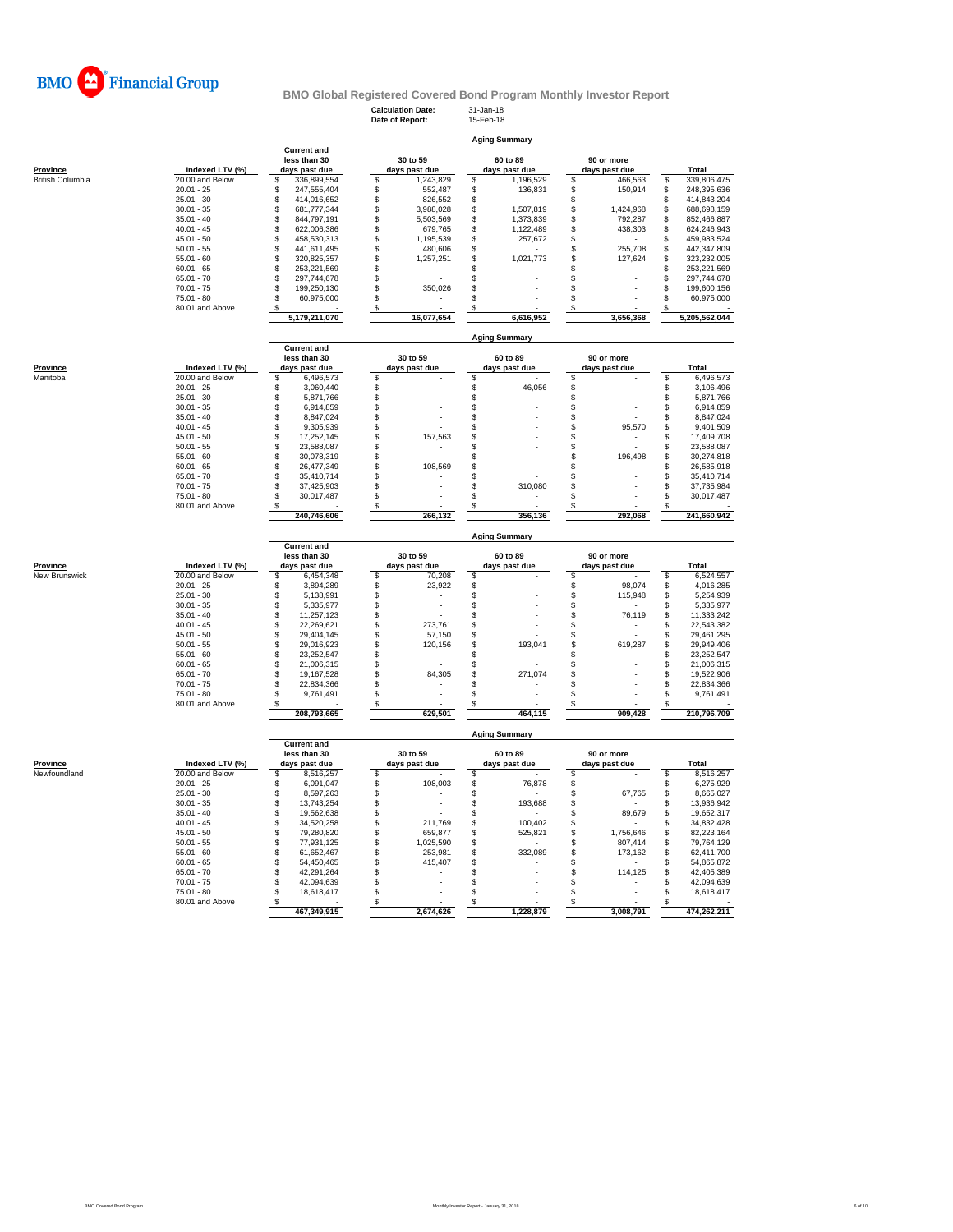**BMO Financial Group**

## BMO Global Registered Covered Bond Program Monthly Investor Report

**Calculation Date:** 31-Jan-18
**Date of Report:** 15-Feb-18

### Aging Summary

| Province | Indexed LTV (%) | Current and less than 30 days past due | 30 to 59 days past due | 60 to 89 days past due | 90 or more days past due | Total |
|---|---|---|---|---|---|---|
| British Columbia | 20.00 and Below | $ 336,899,554 | $ 1,243,829 | $ 1,196,529 | $ 466,563 | $ 339,806,475 |
| | 20.01 - 25 | $ 247,555,404 | $ 552,487 | $ 136,831 | $ 150,914 | $ 248,395,636 |
| | 25.01 - 30 | $ 414,016,652 | $ 826,552 | $ - | $ - | $ 414,843,204 |
| | 30.01 - 35 | $ 681,777,344 | $ 3,988,028 | $ 1,507,819 | $ 1,424,968 | $ 688,698,159 |
| | 35.01 - 40 | $ 844,797,191 | $ 5,503,569 | $ 1,373,839 | $ 792,287 | $ 852,466,887 |
| | 40.01 - 45 | $ 622,006,386 | $ 679,765 | $ 1,122,489 | $ 438,303 | $ 624,246,943 |
| | 45.01 - 50 | $ 458,530,313 | $ 1,195,539 | $ 257,672 | $ - | $ 459,983,524 |
| | 50.01 - 55 | $ 441,611,495 | $ 480,606 | $ - | $ 255,708 | $ 442,347,809 |
| | 55.01 - 60 | $ 320,825,357 | $ 1,257,251 | $ 1,021,773 | $ 127,624 | $ 323,232,005 |
| | 60.01 - 65 | $ 253,221,569 | $ - | $ - | $ - | $ 253,221,569 |
| | 65.01 - 70 | $ 297,744,678 | $ - | $ - | $ - | $ 297,744,678 |
| | 70.01 - 75 | $ 199,250,130 | $ 350,026 | $ - | $ - | $ 199,600,156 |
| | 75.01 - 80 | $ 60,975,000 | $ - | $ - | $ - | $ 60,975,000 |
| | 80.01 and Above | $ - | $ - | $ - | $ - | $ - |
| | | 5,179,211,070 | 16,077,654 | 6,616,952 | 3,656,368 | 5,205,562,044 |

### Aging Summary

| Province | Indexed LTV (%) | Current and less than 30 days past due | 30 to 59 days past due | 60 to 89 days past due | 90 or more days past due | Total |
|---|---|---|---|---|---|---|
| Manitoba | 20.00 and Below | $ 6,496,573 | $ - | $ - | $ - | $ 6,496,573 |
| | 20.01 - 25 | $ 3,060,440 | $ - | $ 46,056 | $ - | $ 3,106,496 |
| | 25.01 - 30 | $ 5,871,766 | $ - | $ - | $ - | $ 5,871,766 |
| | 30.01 - 35 | $ 6,914,859 | $ - | $ - | $ - | $ 6,914,859 |
| | 35.01 - 40 | $ 8,847,024 | $ - | $ - | $ - | $ 8,847,024 |
| | 40.01 - 45 | $ 9,305,939 | $ - | $ - | $ 95,570 | $ 9,401,509 |
| | 45.01 - 50 | $ 17,252,145 | $ 157,563 | $ - | $ - | $ 17,409,708 |
| | 50.01 - 55 | $ 23,588,087 | $ - | $ - | $ - | $ 23,588,087 |
| | 55.01 - 60 | $ 30,078,319 | $ - | $ - | $ 196,498 | $ 30,274,818 |
| | 60.01 - 65 | $ 26,477,349 | $ 108,569 | $ - | $ - | $ 26,585,918 |
| | 65.01 - 70 | $ 35,410,714 | $ - | $ - | $ - | $ 35,410,714 |
| | 70.01 - 75 | $ 37,425,903 | $ - | $ 310,080 | $ - | $ 37,735,984 |
| | 75.01 - 80 | $ 30,017,487 | $ - | $ - | $ - | $ 30,017,487 |
| | 80.01 and Above | $ - | $ - | $ - | $ - | $ - |
| | | 240,746,606 | 266,132 | 356,136 | 292,068 | 241,660,942 |

### Aging Summary

| Province | Indexed LTV (%) | Current and less than 30 days past due | 30 to 59 days past due | 60 to 89 days past due | 90 or more days past due | Total |
|---|---|---|---|---|---|---|
| New Brunswick | 20.00 and Below | $ 6,454,348 | $ 70,208 | $ - | $ - | $ 6,524,557 |
| | 20.01 - 25 | $ 3,894,289 | $ 23,922 | $ - | $ 98,074 | $ 4,016,285 |
| | 25.01 - 30 | $ 5,138,991 | $ - | $ - | $ 115,948 | $ 5,254,939 |
| | 30.01 - 35 | $ 5,335,977 | $ - | $ - | $ - | $ 5,335,977 |
| | 35.01 - 40 | $ 11,257,123 | $ - | $ - | $ 76,119 | $ 11,333,242 |
| | 40.01 - 45 | $ 22,269,621 | $ 273,761 | $ - | $ - | $ 22,543,382 |
| | 45.01 - 50 | $ 29,404,145 | $ 57,150 | $ - | $ - | $ 29,461,295 |
| | 50.01 - 55 | $ 29,016,923 | $ 120,156 | $ 193,041 | $ 619,287 | $ 29,949,406 |
| | 55.01 - 60 | $ 23,252,547 | $ - | $ - | $ - | $ 23,252,547 |
| | 60.01 - 65 | $ 21,006,315 | $ - | $ - | $ - | $ 21,006,315 |
| | 65.01 - 70 | $ 19,167,528 | $ 84,305 | $ 271,074 | $ - | $ 19,522,906 |
| | 70.01 - 75 | $ 22,834,366 | $ - | $ - | $ - | $ 22,834,366 |
| | 75.01 - 80 | $ 9,761,491 | $ - | $ - | $ - | $ 9,761,491 |
| | 80.01 and Above | $ - | $ - | $ - | $ - | $ - |
| | | 208,793,665 | 629,501 | 464,115 | 909,428 | 210,796,709 |

### Aging Summary

| Province | Indexed LTV (%) | Current and less than 30 days past due | 30 to 59 days past due | 60 to 89 days past due | 90 or more days past due | Total |
|---|---|---|---|---|---|---|
| Newfoundland | 20.00 and Below | $ 8,516,257 | $ - | $ - | $ - | $ 8,516,257 |
| | 20.01 - 25 | $ 6,091,047 | $ 108,003 | $ 76,878 | $ - | $ 6,275,929 |
| | 25.01 - 30 | $ 8,597,263 | $ - | $ - | $ 67,765 | $ 8,665,027 |
| | 30.01 - 35 | $ 13,743,254 | $ - | $ 193,688 | $ - | $ 13,936,942 |
| | 35.01 - 40 | $ 19,562,638 | $ - | $ - | $ 89,679 | $ 19,652,317 |
| | 40.01 - 45 | $ 34,520,258 | $ 211,769 | $ 100,402 | $ - | $ 34,832,428 |
| | 45.01 - 50 | $ 79,280,820 | $ 659,877 | $ 525,821 | $ 1,756,646 | $ 82,223,164 |
| | 50.01 - 55 | $ 77,931,125 | $ 1,025,590 | $ - | $ 807,414 | $ 79,764,129 |
| | 55.01 - 60 | $ 61,652,467 | $ 253,981 | $ 332,089 | $ 173,162 | $ 62,411,700 |
| | 60.01 - 65 | $ 54,450,465 | $ 415,407 | $ - | $ - | $ 54,865,872 |
| | 65.01 - 70 | $ 42,291,264 | $ - | $ - | $ 114,125 | $ 42,405,389 |
| | 70.01 - 75 | $ 42,094,639 | $ - | $ - | $ - | $ 42,094,639 |
| | 75.01 - 80 | $ 18,618,417 | $ - | $ - | $ - | $ 18,618,417 |
| | 80.01 and Above | $ - | $ - | $ - | $ - | $ - |
| | | 467,349,915 | 2,674,626 | 1,228,879 | 3,008,791 | 474,262,211 |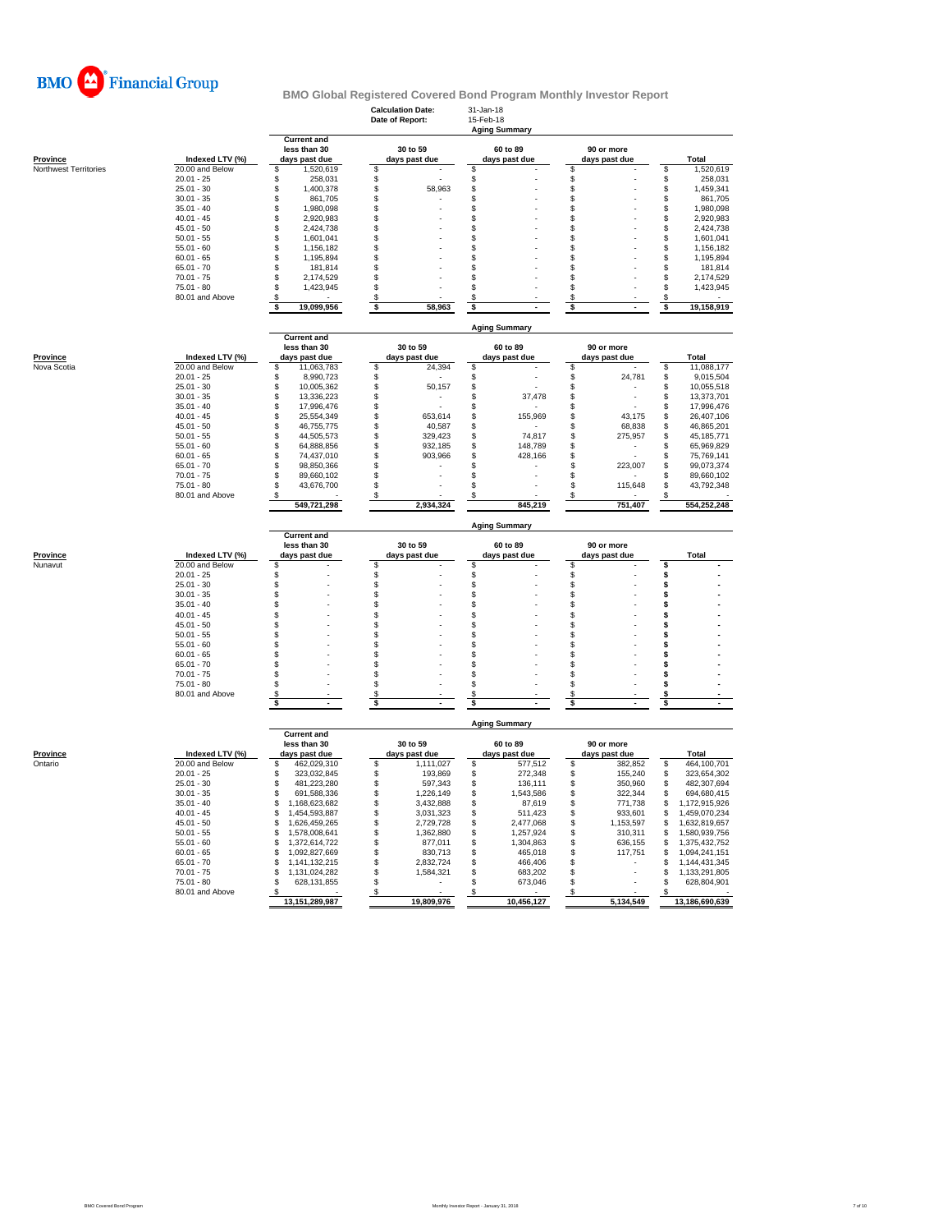BMO Financial Group

# BMO Global Registered Covered Bond Program Monthly Investor Report

**Calculation Date:** 31-Jan-18
**Date of Report:** 15-Feb-18

## Aging Summary

| Province | Indexed LTV (%) | Current and less than 30 days past due | 30 to 59 days past due | 60 to 89 days past due | 90 or more days past due | Total |
|---|---|---|---|---|---|---|
| Northwest Territories | 20.00 and Below | $ 1,520,619 | $ - | $ - | $ - | $ 1,520,619 |
| | 20.01 - 25 | $ 258,031 | $ - | $ - | $ - | $ 258,031 |
| | 25.01 - 30 | $ 1,400,378 | $ 58,963 | $ - | $ - | $ 1,459,341 |
| | 30.01 - 35 | $ 861,705 | $ - | $ - | $ - | $ 861,705 |
| | 35.01 - 40 | $ 1,980,098 | $ - | $ - | $ - | $ 1,980,098 |
| | 40.01 - 45 | $ 2,920,983 | $ - | $ - | $ - | $ 2,920,983 |
| | 45.01 - 50 | $ 2,424,738 | $ - | $ - | $ - | $ 2,424,738 |
| | 50.01 - 55 | $ 1,601,041 | $ - | $ - | $ - | $ 1,601,041 |
| | 55.01 - 60 | $ 1,156,182 | $ - | $ - | $ - | $ 1,156,182 |
| | 60.01 - 65 | $ 1,195,894 | $ - | $ - | $ - | $ 1,195,894 |
| | 65.01 - 70 | $ 181,814 | $ - | $ - | $ - | $ 181,814 |
| | 70.01 - 75 | $ 2,174,529 | $ - | $ - | $ - | $ 2,174,529 |
| | 75.01 - 80 | $ 1,423,945 | $ - | $ - | $ - | $ 1,423,945 |
| | 80.01 and Above | $ - | $ - | $ - | $ - | $ - |
| | | **$ 19,099,956** | **$ 58,963** | **$ -** | **$ -** | **$ 19,158,919** |

## Aging Summary

| Province | Indexed LTV (%) | Current and less than 30 days past due | 30 to 59 days past due | 60 to 89 days past due | 90 or more days past due | Total |
|---|---|---|---|---|---|---|
| Nova Scotia | 20.00 and Below | $ 11,063,783 | $ 24,394 | $ - | $ - | $ 11,088,177 |
| | 20.01 - 25 | $ 8,990,723 | $ - | $ - | $ 24,781 | $ 9,015,504 |
| | 25.01 - 30 | $ 10,005,362 | $ 50,157 | $ - | $ - | $ 10,055,518 |
| | 30.01 - 35 | $ 13,336,223 | $ - | $ 37,478 | $ - | $ 13,373,701 |
| | 35.01 - 40 | $ 17,996,476 | $ - | $ - | $ - | $ 17,996,476 |
| | 40.01 - 45 | $ 25,554,349 | $ 653,614 | $ 155,969 | $ 43,175 | $ 26,407,106 |
| | 45.01 - 50 | $ 46,755,775 | $ 40,587 | $ - | $ 68,838 | $ 46,865,201 |
| | 50.01 - 55 | $ 44,505,573 | $ 329,423 | $ 74,817 | $ 275,957 | $ 45,185,771 |
| | 55.01 - 60 | $ 64,888,856 | $ 932,185 | $ 148,789 | $ - | $ 65,969,829 |
| | 60.01 - 65 | $ 74,437,010 | $ 903,966 | $ 428,166 | $ - | $ 75,769,141 |
| | 65.01 - 70 | $ 98,850,366 | $ - | $ - | $ 223,007 | $ 99,073,374 |
| | 70.01 - 75 | $ 89,660,102 | $ - | $ - | $ - | $ 89,660,102 |
| | 75.01 - 80 | $ 43,676,700 | $ - | $ - | $ 115,648 | $ 43,792,348 |
| | 80.01 and Above | $ - | $ - | $ - | $ - | $ - |
| | | **549,721,298** | **2,934,324** | **845,219** | **751,407** | **554,252,248** |

## Aging Summary

| Province | Indexed LTV (%) | Current and less than 30 days past due | 30 to 59 days past due | 60 to 89 days past due | 90 or more days past due | Total |
|---|---|---|---|---|---|---|
| Nunavut | 20.00 and Below | $ - | $ - | $ - | $ - | $ - |
| | 20.01 - 25 | $ - | $ - | $ - | $ - | $ - |
| | 25.01 - 30 | $ - | $ - | $ - | $ - | $ - |
| | 30.01 - 35 | $ - | $ - | $ - | $ - | $ - |
| | 35.01 - 40 | $ - | $ - | $ - | $ - | $ - |
| | 40.01 - 45 | $ - | $ - | $ - | $ - | $ - |
| | 45.01 - 50 | $ - | $ - | $ - | $ - | $ - |
| | 50.01 - 55 | $ - | $ - | $ - | $ - | $ - |
| | 55.01 - 60 | $ - | $ - | $ - | $ - | $ - |
| | 60.01 - 65 | $ - | $ - | $ - | $ - | $ - |
| | 65.01 - 70 | $ - | $ - | $ - | $ - | $ - |
| | 70.01 - 75 | $ - | $ - | $ - | $ - | $ - |
| | 75.01 - 80 | $ - | $ - | $ - | $ - | $ - |
| | 80.01 and Above | $ - | $ - | $ - | $ - | $ - |
| | | **$ -** | **$ -** | **$ -** | **$ -** | **$ -** |

## Aging Summary

| Province | Indexed LTV (%) | Current and less than 30 days past due | 30 to 59 days past due | 60 to 89 days past due | 90 or more days past due | Total |
|---|---|---|---|---|---|---|
| Ontario | 20.00 and Below | $ 462,029,310 | $ 1,111,027 | $ 577,512 | $ 382,852 | $ 464,100,701 |
| | 20.01 - 25 | $ 323,032,845 | $ 193,869 | $ 272,348 | $ 155,240 | $ 323,654,302 |
| | 25.01 - 30 | $ 481,223,280 | $ 597,343 | $ 136,111 | $ 350,960 | $ 482,307,694 |
| | 30.01 - 35 | $ 691,588,336 | $ 1,226,149 | $ 1,543,586 | $ 322,344 | $ 694,680,415 |
| | 35.01 - 40 | $ 1,168,623,682 | $ 3,432,888 | $ 87,619 | $ 771,738 | $ 1,172,915,926 |
| | 40.01 - 45 | $ 1,454,593,887 | $ 3,031,323 | $ 511,423 | $ 933,601 | $ 1,459,070,234 |
| | 45.01 - 50 | $ 1,626,459,265 | $ 2,729,728 | $ 2,477,068 | $ 1,153,597 | $ 1,632,819,657 |
| | 50.01 - 55 | $ 1,578,008,641 | $ 1,362,880 | $ 1,257,924 | $ 310,311 | $ 1,580,939,756 |
| | 55.01 - 60 | $ 1,372,614,722 | $ 877,011 | $ 1,304,863 | $ 636,155 | $ 1,375,432,752 |
| | 60.01 - 65 | $ 1,092,827,669 | $ 830,713 | $ 465,018 | $ 117,751 | $ 1,094,241,151 |
| | 65.01 - 70 | $ 1,141,132,215 | $ 2,832,724 | $ 466,406 | $ - | $ 1,144,431,345 |
| | 70.01 - 75 | $ 1,131,024,282 | $ 1,584,321 | $ 683,202 | $ - | $ 1,133,291,805 |
| | 75.01 - 80 | $ 628,131,855 | $ - | $ 673,046 | $ - | $ 628,804,901 |
| | 80.01 and Above | $ - | $ - | $ - | $ - | $ - |
| | | **13,151,289,987** | **19,809,976** | **10,456,127** | **5,134,549** | **13,186,690,639** |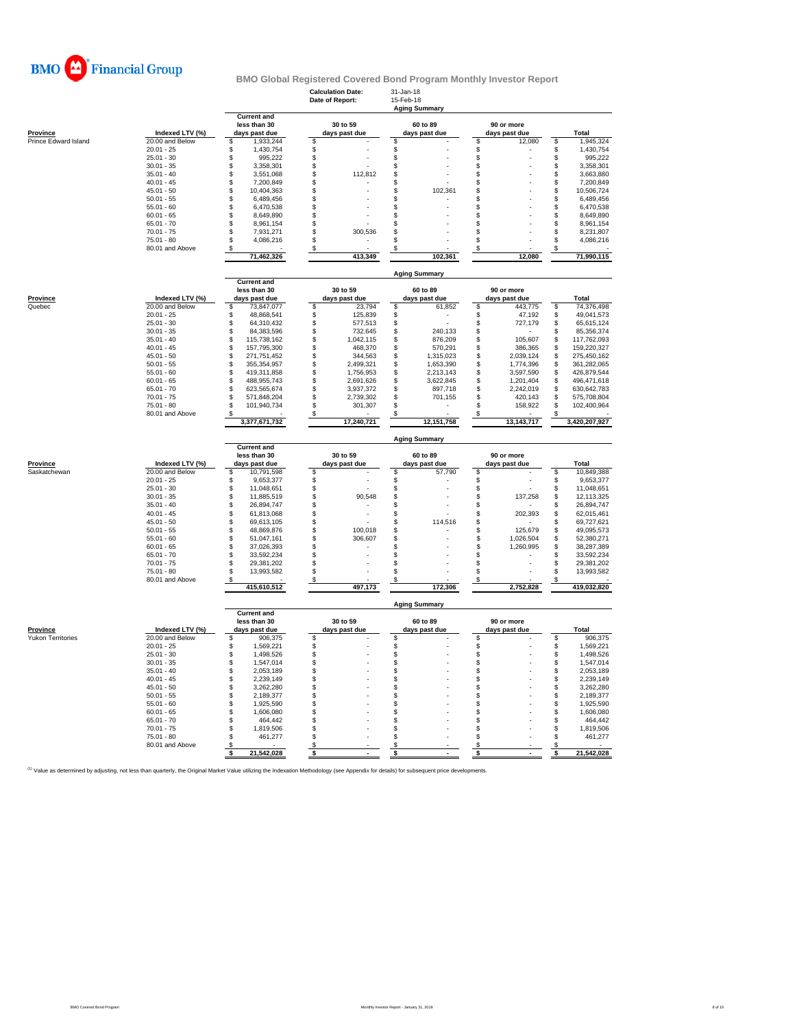BMO Financial Group

## BMO Global Registered Covered Bond Program Monthly Investor Report

**Calculation Date:** 31-Jan-18
**Date of Report:** 15-Feb-18

### Aging Summary

| Province | Indexed LTV (%) | Current and less than 30 days past due | 30 to 59 days past due | 60 to 89 days past due | 90 or more days past due | Total |
|---|---|---|---|---|---|---|
| Prince Edward Island | 20.00 and Below | $ 1,933,244 | $ - | $ - | $ 12,080 | $ 1,945,324 |
| | 20.01 - 25 | $ 1,430,754 | $ - | $ - | $ - | $ 1,430,754 |
| | 25.01 - 30 | $ 995,222 | $ - | $ - | $ - | $ 995,222 |
| | 30.01 - 35 | $ 3,358,301 | $ - | $ - | $ - | $ 3,358,301 |
| | 35.01 - 40 | $ 3,551,068 | $ 112,812 | $ - | $ - | $ 3,663,880 |
| | 40.01 - 45 | $ 7,200,849 | $ - | $ - | $ - | $ 7,200,849 |
| | 45.01 - 50 | $ 10,404,363 | $ - | $ 102,361 | $ - | $ 10,506,724 |
| | 50.01 - 55 | $ 6,489,456 | $ - | $ - | $ - | $ 6,489,456 |
| | 55.01 - 60 | $ 6,470,538 | $ - | $ - | $ - | $ 6,470,538 |
| | 60.01 - 65 | $ 8,649,890 | $ - | $ - | $ - | $ 8,649,890 |
| | 65.01 - 70 | $ 8,961,154 | $ - | $ - | $ - | $ 8,961,154 |
| | 70.01 - 75 | $ 7,931,271 | $ 300,536 | $ - | $ - | $ 8,231,807 |
| | 75.01 - 80 | $ 4,086,216 | $ - | $ - | $ - | $ 4,086,216 |
| | 80.01 and Above | $ - | $ - | $ - | $ - | $ - |
| | | 71,462,326 | 413,349 | 102,361 | 12,080 | 71,990,115 |

### Aging Summary

| Province | Indexed LTV (%) | Current and less than 30 days past due | 30 to 59 days past due | 60 to 89 days past due | 90 or more days past due | Total |
|---|---|---|---|---|---|---|
| Quebec | 20.00 and Below | $ 73,847,077 | $ 23,794 | $ 61,852 | $ 443,775 | $ 74,376,498 |
| | 20.01 - 25 | $ 48,868,541 | $ 125,839 | $ - | $ 47,192 | $ 49,041,573 |
| | 25.01 - 30 | $ 64,310,432 | $ 577,513 | $ - | $ 727,179 | $ 65,615,124 |
| | 30.01 - 35 | $ 84,383,596 | $ 732,645 | $ 240,133 | $ - | $ 85,356,374 |
| | 35.01 - 40 | $ 115,738,162 | $ 1,042,115 | $ 876,209 | $ 105,607 | $ 117,762,093 |
| | 40.01 - 45 | $ 157,795,300 | $ 468,370 | $ 570,291 | $ 386,365 | $ 159,220,327 |
| | 45.01 - 50 | $ 271,751,452 | $ 344,563 | $ 1,315,023 | $ 2,039,124 | $ 275,450,162 |
| | 50.01 - 55 | $ 355,354,957 | $ 2,499,321 | $ 1,653,390 | $ 1,774,396 | $ 361,282,065 |
| | 55.01 - 60 | $ 419,311,858 | $ 1,756,953 | $ 2,213,143 | $ 3,597,590 | $ 426,879,544 |
| | 60.01 - 65 | $ 488,955,743 | $ 2,691,626 | $ 3,622,845 | $ 1,201,404 | $ 496,471,618 |
| | 65.01 - 70 | $ 623,565,674 | $ 3,937,372 | $ 897,718 | $ 2,242,019 | $ 630,642,783 |
| | 70.01 - 75 | $ 571,848,204 | $ 2,739,302 | $ 701,155 | $ 420,143 | $ 575,708,804 |
| | 75.01 - 80 | $ 101,940,734 | $ 301,307 | $ - | $ 158,922 | $ 102,400,964 |
| | 80.01 and Above | $ - | $ - | $ - | $ - | $ - |
| | | 3,377,671,732 | 17,240,721 | 12,151,758 | 13,143,717 | 3,420,207,927 |

### Aging Summary

| Province | Indexed LTV (%) | Current and less than 30 days past due | 30 to 59 days past due | 60 to 89 days past due | 90 or more days past due | Total |
|---|---|---|---|---|---|---|
| Saskatchewan | 20.00 and Below | $ 10,791,598 | $ - | $ 57,790 | $ - | $ 10,849,388 |
| | 20.01 - 25 | $ 9,653,377 | $ - | $ - | $ - | $ 9,653,377 |
| | 25.01 - 30 | $ 11,048,651 | $ - | $ - | $ - | $ 11,048,651 |
| | 30.01 - 35 | $ 11,885,519 | $ 90,548 | $ - | $ 137,258 | $ 12,113,325 |
| | 35.01 - 40 | $ 26,894,747 | $ - | $ - | $ - | $ 26,894,747 |
| | 40.01 - 45 | $ 61,813,068 | $ - | $ - | $ 202,393 | $ 62,015,461 |
| | 45.01 - 50 | $ 69,613,105 | $ - | $ 114,516 | $ - | $ 69,727,621 |
| | 50.01 - 55 | $ 48,869,876 | $ 100,018 | $ - | $ 125,679 | $ 49,095,573 |
| | 55.01 - 60 | $ 51,047,161 | $ 306,607 | $ - | $ 1,026,504 | $ 52,380,271 |
| | 60.01 - 65 | $ 37,026,393 | $ - | $ - | $ 1,260,995 | $ 38,287,389 |
| | 65.01 - 70 | $ 33,592,234 | $ - | $ - | $ - | $ 33,592,234 |
| | 70.01 - 75 | $ 29,381,202 | $ - | $ - | $ - | $ 29,381,202 |
| | 75.01 - 80 | $ 13,993,582 | $ - | $ - | $ - | $ 13,993,582 |
| | 80.01 and Above | $ - | $ - | $ - | $ - | $ - |
| | | 415,610,512 | 497,173 | 172,306 | 2,752,828 | 419,032,820 |

### Aging Summary

| Province | Indexed LTV (%) | Current and less than 30 days past due | 30 to 59 days past due | 60 to 89 days past due | 90 or more days past due | Total |
|---|---|---|---|---|---|---|
| Yukon Territories | 20.00 and Below | $ 906,375 | $ - | $ - | $ - | $ 906,375 |
| | 20.01 - 25 | $ 1,569,221 | $ - | $ - | $ - | $ 1,569,221 |
| | 25.01 - 30 | $ 1,498,526 | $ - | $ - | $ - | $ 1,498,526 |
| | 30.01 - 35 | $ 1,547,014 | $ - | $ - | $ - | $ 1,547,014 |
| | 35.01 - 40 | $ 2,053,189 | $ - | $ - | $ - | $ 2,053,189 |
| | 40.01 - 45 | $ 2,239,149 | $ - | $ - | $ - | $ 2,239,149 |
| | 45.01 - 50 | $ 3,262,280 | $ - | $ - | $ - | $ 3,262,280 |
| | 50.01 - 55 | $ 2,189,377 | $ - | $ - | $ - | $ 2,189,377 |
| | 55.01 - 60 | $ 1,925,590 | $ - | $ - | $ - | $ 1,925,590 |
| | 60.01 - 65 | $ 1,606,080 | $ - | $ - | $ - | $ 1,606,080 |
| | 65.01 - 70 | $ 464,442 | $ - | $ - | $ - | $ 464,442 |
| | 70.01 - 75 | $ 1,819,506 | $ - | $ - | $ - | $ 1,819,506 |
| | 75.01 - 80 | $ 461,277 | $ - | $ - | $ - | $ 461,277 |
| | 80.01 and Above | $ - | $ - | $ - | $ - | $ - |
| | | $ 21,542,028 | $ - | $ - | $ - | $ 21,542,028 |

[1] Value as determined by adjusting, not less than quarterly, the Original Market Value utilizing the Indexation Methodology (see Appendix for details) for subsequent price developments.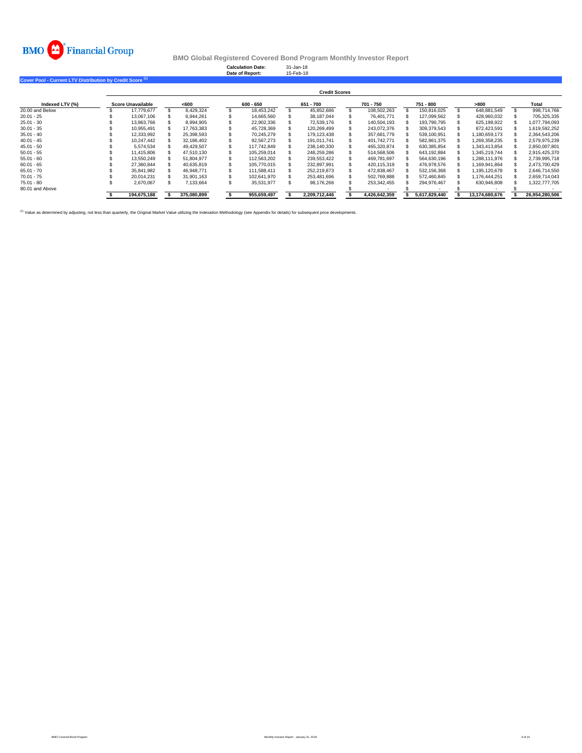BMO Financial Group

**BMO Global Registered Covered Bond Program Monthly Investor Report**

**Calculation Date:** 31-Jan-18
**Date of Report:** 15-Feb-18

## Cover Pool - Current LTV Distribution by Credit Score [(1)]

| Indexed LTV (%) | Credit Scores | | | | | | | |
|---|---|---|---|---|---|---|---|---|
| | Score Unavailable | <600 | 600 - 650 | 651 - 700 | 701 - 750 | 751 - 800 | >800 | Total |
| 20.00 and Below | $ 17,779,677 | $ 8,429,324 | $ 18,453,242 | $ 45,852,686 | $ 108,502,263 | $ 150,816,025 | $ 648,881,549 | $ 998,714,766 |
| 20.01 - 25 | $ 13,067,106 | $ 6,944,261 | $ 14,665,560 | $ 38,187,044 | $ 76,401,771 | $ 127,099,562 | $ 428,960,032 | $ 705,325,335 |
| 25.01 - 30 | $ 13,863,766 | $ 8,994,905 | $ 22,902,336 | $ 72,539,176 | $ 140,504,193 | $ 193,790,795 | $ 625,198,922 | $ 1,077,794,093 |
| 30.01 - 35 | $ 10,955,491 | $ 17,763,383 | $ 45,728,369 | $ 120,269,499 | $ 243,072,376 | $ 309,379,543 | $ 872,423,591 | $ 1,619,592,252 |
| 35.01 - 40 | $ 12,333,992 | $ 25,398,593 | $ 70,245,279 | $ 179,123,438 | $ 357,681,779 | $ 539,100,951 | $ 1,180,659,173 | $ 2,364,543,206 |
| 40.01 - 45 | $ 10,247,442 | $ 32,186,402 | $ 92,567,273 | $ 191,011,741 | $ 401,742,771 | $ 582,861,375 | $ 1,269,358,235 | $ 2,579,975,239 |
| 45.01 - 50 | $ 5,574,534 | $ 49,429,507 | $ 117,742,849 | $ 238,140,330 | $ 465,320,874 | $ 630,385,854 | $ 1,343,413,854 | $ 2,850,007,801 |
| 50.01 - 55 | $ 11,415,806 | $ 47,510,130 | $ 105,259,014 | $ 248,259,286 | $ 514,568,506 | $ 643,192,884 | $ 1,345,219,744 | $ 2,915,425,370 |
| 55.01 - 60 | $ 13,550,249 | $ 51,804,977 | $ 112,563,202 | $ 239,553,422 | $ 469,781,697 | $ 564,630,196 | $ 1,288,111,976 | $ 2,739,995,718 |
| 60.01 - 65 | $ 27,360,844 | $ 40,635,819 | $ 105,770,015 | $ 232,897,991 | $ 420,115,319 | $ 476,978,576 | $ 1,169,941,864 | $ 2,473,700,429 |
| 65.01 - 70 | $ 35,841,982 | $ 46,948,771 | $ 111,588,411 | $ 252,219,873 | $ 472,838,467 | $ 532,156,368 | $ 1,195,120,678 | $ 2,646,714,550 |
| 70.01 - 75 | $ 20,014,231 | $ 31,901,163 | $ 102,641,970 | $ 253,481,696 | $ 502,769,888 | $ 572,460,845 | $ 1,176,444,251 | $ 2,659,714,043 |
| 75.01 - 80 | $ 2,670,067 | $ 7,133,664 | $ 35,531,977 | $ 98,176,266 | $ 253,342,455 | $ 294,976,467 | $ 630,946,808 | $ 1,322,777,705 |
| 80.01 and Above | | | | | $ - | $ - | $ - | $ - |
| | **$ 194,675,188** | **$ 375,080,899** | **$ 955,659,497** | **$ 2,209,712,446** | **$ 4,426,642,359** | **$ 5,617,829,440** | **$ 13,174,680,676** | **$ 26,954,280,506** |

[(1)] Value as determined by adjusting, not less than quarterly, the Original Market Value utilizing the Indexation Methodology (see Appendix for details) for subsequent price developments.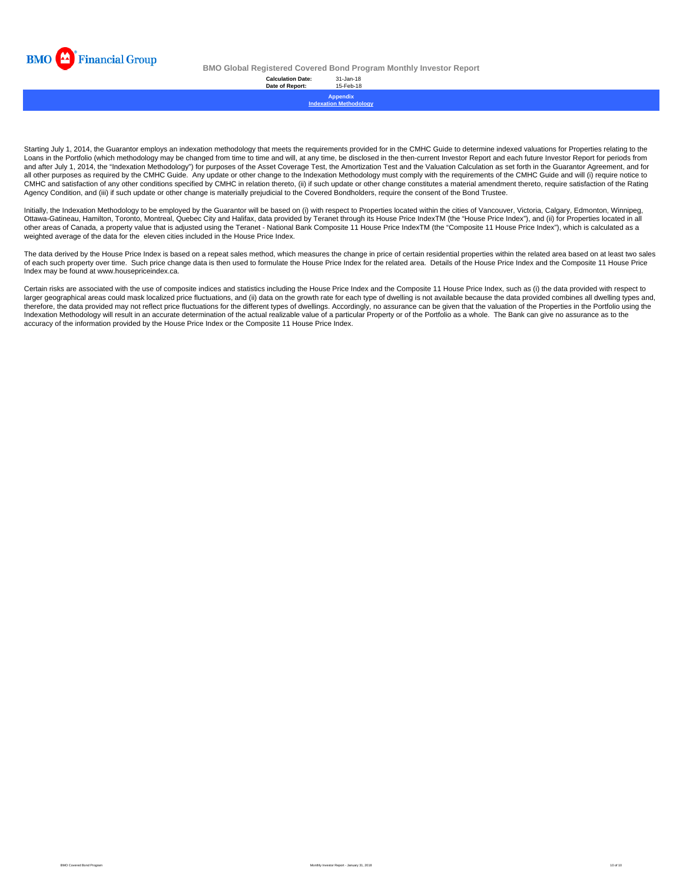BMO Financial Group

**BMO Global Registered Covered Bond Program Monthly Investor Report**

**Calculation Date:** 31-Jan-18
**Date of Report:** 15-Feb-18

## Appendix
### Indexation Methodology

Starting July 1, 2014, the Guarantor employs an indexation methodology that meets the requirements provided for in the CMHC Guide to determine indexed valuations for Properties relating to the Loans in the Portfolio (which methodology may be changed from time to time and will, at any time, be disclosed in the then-current Investor Report and each future Investor Report for periods from and after July 1, 2014, the "Indexation Methodology") for purposes of the Asset Coverage Test, the Amortization Test and the Valuation Calculation as set forth in the Guarantor Agreement, and for all other purposes as required by the CMHC Guide. Any update or other change to the Indexation Methodology must comply with the requirements of the CMHC Guide and will (i) require notice to CMHC and satisfaction of any other conditions specified by CMHC in relation thereto, (ii) if such update or other change constitutes a material amendment thereto, require satisfaction of the Rating Agency Condition, and (iii) if such update or other change is materially prejudicial to the Covered Bondholders, require the consent of the Bond Trustee.

Initially, the Indexation Methodology to be employed by the Guarantor will be based on (i) with respect to Properties located within the cities of Vancouver, Victoria, Calgary, Edmonton, Winnipeg, Ottawa-Gatineau, Hamilton, Toronto, Montreal, Quebec City and Halifax, data provided by Teranet through its House Price IndexTM (the "House Price Index"), and (ii) for Properties located in all other areas of Canada, a property value that is adjusted using the Teranet - National Bank Composite 11 House Price IndexTM (the "Composite 11 House Price Index"), which is calculated as a weighted average of the data for the eleven cities included in the House Price Index.

The data derived by the House Price Index is based on a repeat sales method, which measures the change in price of certain residential properties within the related area based on at least two sales of each such property over time. Such price change data is then used to formulate the House Price Index for the related area. Details of the House Price Index and the Composite 11 House Price Index may be found at www.housepriceindex.ca.

Certain risks are associated with the use of composite indices and statistics including the House Price Index and the Composite 11 House Price Index, such as (i) the data provided with respect to larger geographical areas could mask localized price fluctuations, and (ii) data on the growth rate for each type of dwelling is not available because the data provided combines all dwelling types and, therefore, the data provided may not reflect price fluctuations for the different types of dwellings. Accordingly, no assurance can be given that the valuation of the Properties in the Portfolio using the Indexation Methodology will result in an accurate determination of the actual realizable value of a particular Property or of the Portfolio as a whole. The Bank can give no assurance as to the accuracy of the information provided by the House Price Index or the Composite 11 House Price Index.